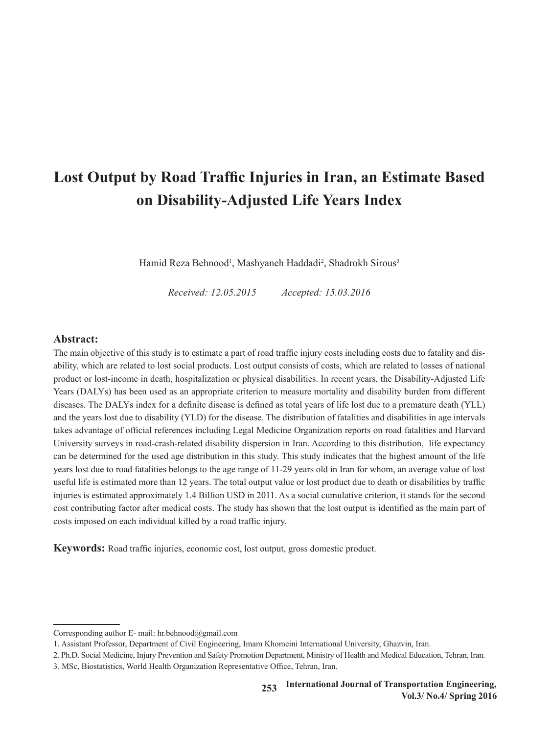# Lost Output by Road Traffic Injuries in Iran, an Estimate Based on Disability-Adjusted Life Years Index

Hamid Reza Behnood[1], Mashyaneh Haddadi[2], Shadrokh Sirous[3]

*Received: 12.05.2015* *Accepted: 15.03.2016*

## Abstract:

The main objective of this study is to estimate a part of road traffic injury costs including costs due to fatality and disability, which are related to lost social products. Lost output consists of costs, which are related to losses of national product or lost-income in death, hospitalization or physical disabilities. In recent years, the Disability-Adjusted Life Years (DALYs) has been used as an appropriate criterion to measure mortality and disability burden from different diseases. The DALYs index for a definite disease is defined as total years of life lost due to a premature death (YLL) and the years lost due to disability (YLD) for the disease. The distribution of fatalities and disabilities in age intervals takes advantage of official references including Legal Medicine Organization reports on road fatalities and Harvard University surveys in road-crash-related disability dispersion in Iran. According to this distribution, life expectancy can be determined for the used age distribution in this study. This study indicates that the highest amount of the life years lost due to road fatalities belongs to the age range of 11-29 years old in Iran for whom, an average value of lost useful life is estimated more than 12 years. The total output value or lost product due to death or disabilities by traffic injuries is estimated approximately 1.4 Billion USD in 2011. As a social cumulative criterion, it stands for the second cost contributing factor after medical costs. The study has shown that the lost output is identified as the main part of costs imposed on each individual killed by a road traffic injury.

**Keywords:** Road traffic injuries, economic cost, lost output, gross domestic product.

---

Corresponding author E- mail: hr.behnood@gmail.com

1. Assistant Professor, Department of Civil Engineering, Imam Khomeini International University, Ghazvin, Iran.
2. Ph.D. Social Medicine, Injury Prevention and Safety Promotion Department, Ministry of Health and Medical Education, Tehran, Iran.
3. MSc, Biostatistics, World Health Organization Representative Office, Tehran, Iran.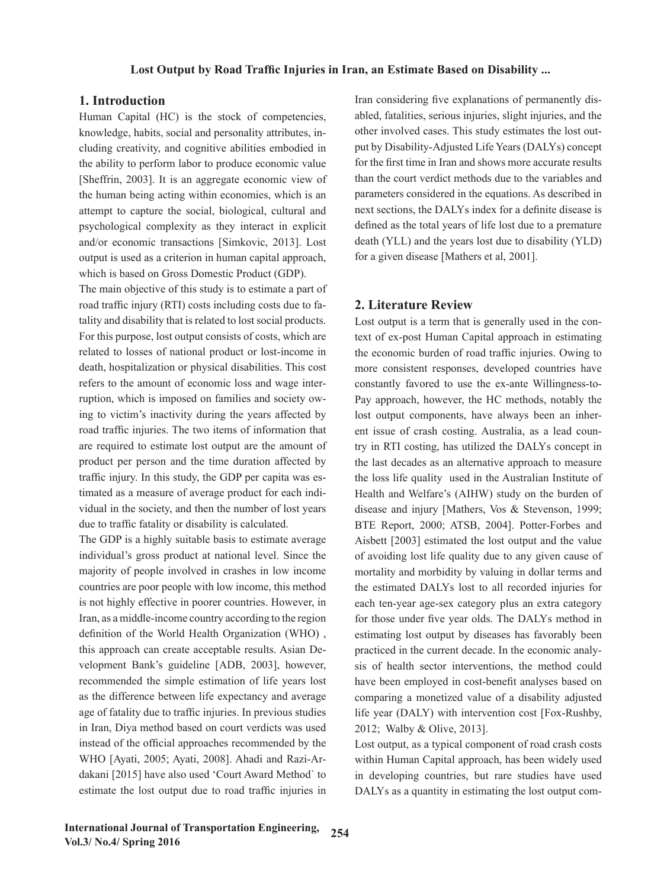## 1. Introduction

Human Capital (HC) is the stock of competencies, knowledge, habits, social and personality attributes, including creativity, and cognitive abilities embodied in the ability to perform labor to produce economic value [Sheffrin, 2003]. It is an aggregate economic view of the human being acting within economies, which is an attempt to capture the social, biological, cultural and psychological complexity as they interact in explicit and/or economic transactions [Simkovic, 2013]. Lost output is used as a criterion in human capital approach, which is based on Gross Domestic Product (GDP).

The main objective of this study is to estimate a part of road traffic injury (RTI) costs including costs due to fatality and disability that is related to lost social products. For this purpose, lost output consists of costs, which are related to losses of national product or lost-income in death, hospitalization or physical disabilities. This cost refers to the amount of economic loss and wage interruption, which is imposed on families and society owing to victim's inactivity during the years affected by road traffic injuries. The two items of information that are required to estimate lost output are the amount of product per person and the time duration affected by traffic injury. In this study, the GDP per capita was estimated as a measure of average product for each individual in the society, and then the number of lost years due to traffic fatality or disability is calculated.

The GDP is a highly suitable basis to estimate average individual's gross product at national level. Since the majority of people involved in crashes in low income countries are poor people with low income, this method is not highly effective in poorer countries. However, in Iran, as a middle-income country according to the region definition of the World Health Organization (WHO) , this approach can create acceptable results. Asian Development Bank's guideline [ADB, 2003], however, recommended the simple estimation of life years lost as the difference between life expectancy and average age of fatality due to traffic injuries. In previous studies in Iran, Diya method based on court verdicts was used instead of the official approaches recommended by the WHO [Ayati, 2005; Ayati, 2008]. Ahadi and Razi-Ardakani [2015] have also used 'Court Award Method` to estimate the lost output due to road traffic injuries in Iran considering five explanations of permanently disabled, fatalities, serious injuries, slight injuries, and the other involved cases. This study estimates the lost output by Disability-Adjusted Life Years (DALYs) concept for the first time in Iran and shows more accurate results than the court verdict methods due to the variables and parameters considered in the equations. As described in next sections, the DALYs index for a definite disease is defined as the total years of life lost due to a premature death (YLL) and the years lost due to disability (YLD) for a given disease [Mathers et al, 2001].

## 2. Literature Review

Lost output is a term that is generally used in the context of ex-post Human Capital approach in estimating the economic burden of road traffic injuries. Owing to more consistent responses, developed countries have constantly favored to use the ex-ante Willingness-to-Pay approach, however, the HC methods, notably the lost output components, have always been an inherent issue of crash costing. Australia, as a lead country in RTI costing, has utilized the DALYs concept in the last decades as an alternative approach to measure the loss life quality used in the Australian Institute of Health and Welfare's (AIHW) study on the burden of disease and injury [Mathers, Vos & Stevenson, 1999; BTE Report, 2000; ATSB, 2004]. Potter-Forbes and Aisbett [2003] estimated the lost output and the value of avoiding lost life quality due to any given cause of mortality and morbidity by valuing in dollar terms and the estimated DALYs lost to all recorded injuries for each ten-year age-sex category plus an extra category for those under five year olds. The DALYs method in estimating lost output by diseases has favorably been practiced in the current decade. In the economic analysis of health sector interventions, the method could have been employed in cost-benefit analyses based on comparing a monetized value of a disability adjusted life year (DALY) with intervention cost [Fox-Rushby, 2012; Walby & Olive, 2013].

Lost output, as a typical component of road crash costs within Human Capital approach, has been widely used in developing countries, but rare studies have used DALYs as a quantity in estimating the lost output com-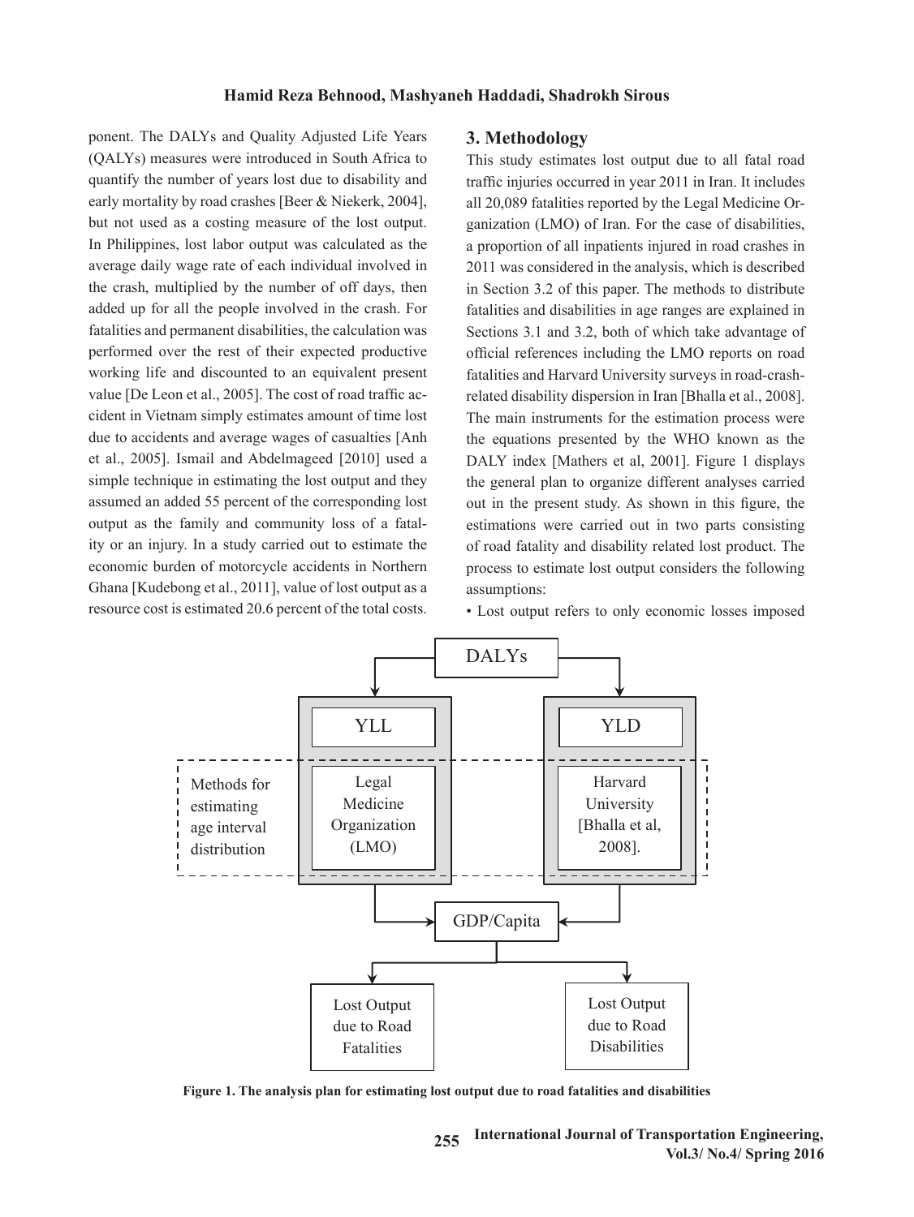ponent. The DALYs and Quality Adjusted Life Years (QALYs) measures were introduced in South Africa to quantify the number of years lost due to disability and early mortality by road crashes [Beer & Niekerk, 2004], but not used as a costing measure of the lost output. In Philippines, lost labor output was calculated as the average daily wage rate of each individual involved in the crash, multiplied by the number of off days, then added up for all the people involved in the crash. For fatalities and permanent disabilities, the calculation was performed over the rest of their expected productive working life and discounted to an equivalent present value [De Leon et al., 2005]. The cost of road traffic accident in Vietnam simply estimates amount of time lost due to accidents and average wages of casualties [Anh et al., 2005]. Ismail and Abdelmageed [2010] used a simple technique in estimating the lost output and they assumed an added 55 percent of the corresponding lost output as the family and community loss of a fatality or an injury. In a study carried out to estimate the economic burden of motorcycle accidents in Northern Ghana [Kudebong et al., 2011], value of lost output as a resource cost is estimated 20.6 percent of the total costs.

## 3. Methodology

This study estimates lost output due to all fatal road traffic injuries occurred in year 2011 in Iran. It includes all 20,089 fatalities reported by the Legal Medicine Organization (LMO) of Iran. For the case of disabilities, a proportion of all inpatients injured in road crashes in 2011 was considered in the analysis, which is described in Section 3.2 of this paper. The methods to distribute fatalities and disabilities in age ranges are explained in Sections 3.1 and 3.2, both of which take advantage of official references including the LMO reports on road fatalities and Harvard University surveys in road-crash-related disability dispersion in Iran [Bhalla et al., 2008]. The main instruments for the estimation process were the equations presented by the WHO known as the DALY index [Mathers et al, 2001]. Figure 1 displays the general plan to organize different analyses carried out in the present study. As shown in this figure, the estimations were carried out in two parts consisting of road fatality and disability related lost product. The process to estimate lost output considers the following assumptions:

- Lost output refers to only economic losses imposed

DALYs → YLL / YLD

Methods for estimating age interval distribution: Legal Medicine Organization (LMO) | Harvard University [Bhalla et al, 2008].

→ GDP/Capita → Lost Output due to Road Fatalities | Lost Output due to Road Disabilities

**Figure 1. The analysis plan for estimating lost output due to road fatalities and disabilities**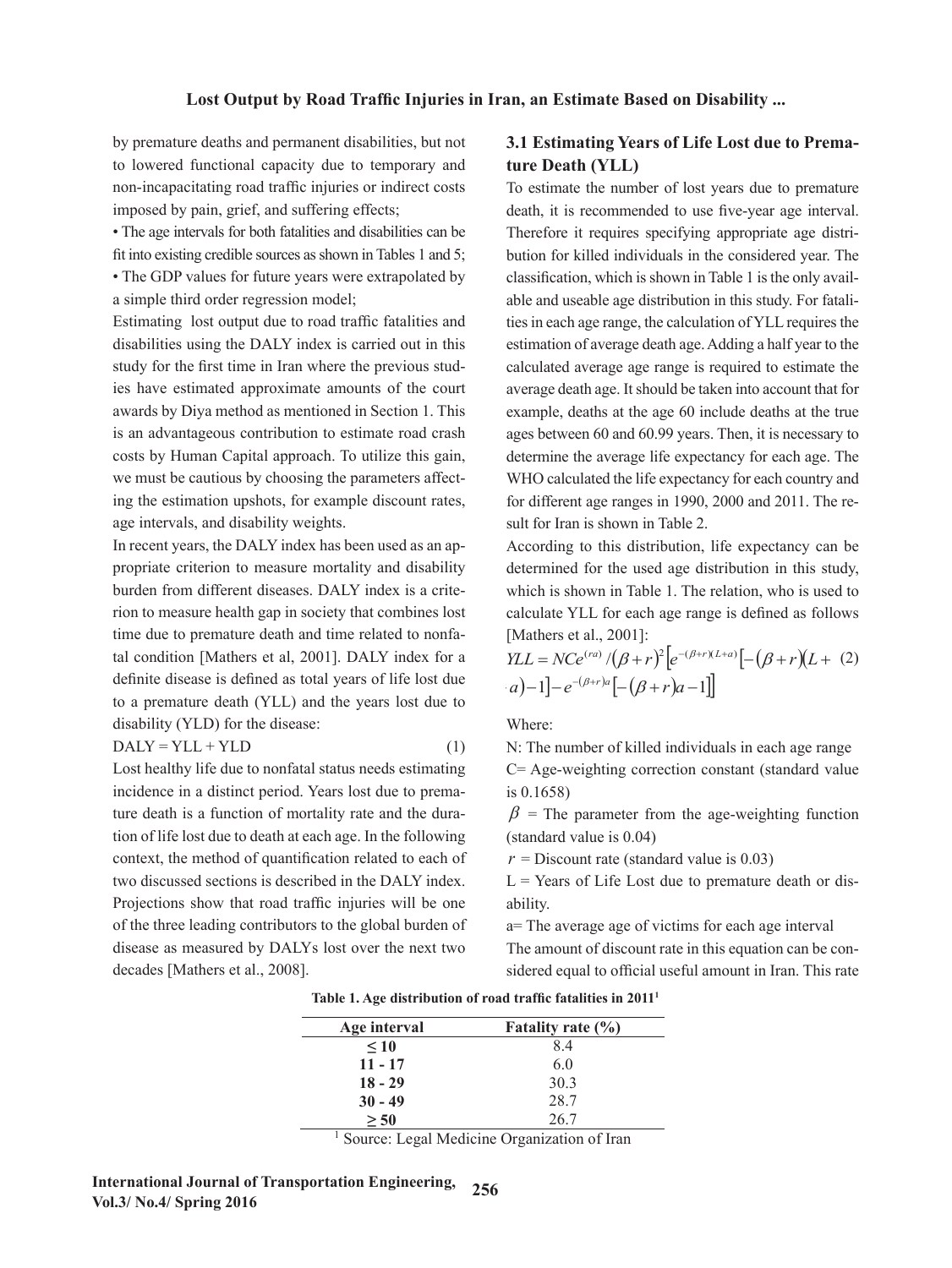by premature deaths and permanent disabilities, but not to lowered functional capacity due to temporary and non-incapacitating road traffic injuries or indirect costs imposed by pain, grief, and suffering effects;

- The age intervals for both fatalities and disabilities can be fit into existing credible sources as shown in Tables 1 and 5;
- The GDP values for future years were extrapolated by a simple third order regression model;

Estimating lost output due to road traffic fatalities and disabilities using the DALY index is carried out in this study for the first time in Iran where the previous studies have estimated approximate amounts of the court awards by Diya method as mentioned in Section 1. This is an advantageous contribution to estimate road crash costs by Human Capital approach. To utilize this gain, we must be cautious by choosing the parameters affecting the estimation upshots, for example discount rates, age intervals, and disability weights.

In recent years, the DALY index has been used as an appropriate criterion to measure mortality and disability burden from different diseases. DALY index is a criterion to measure health gap in society that combines lost time due to premature death and time related to nonfatal condition [Mathers et al, 2001]. DALY index for a definite disease is defined as total years of life lost due to a premature death (YLL) and the years lost due to disability (YLD) for the disease:

$$DALY = YLL + YLD \tag{1}$$

Lost healthy life due to nonfatal status needs estimating incidence in a distinct period. Years lost due to premature death is a function of mortality rate and the duration of life lost due to death at each age. In the following context, the method of quantification related to each of two discussed sections is described in the DALY index. Projections show that road traffic injuries will be one of the three leading contributors to the global burden of disease as measured by DALYs lost over the next two decades [Mathers et al., 2008].

### 3.1 Estimating Years of Life Lost due to Premature Death (YLL)

To estimate the number of lost years due to premature death, it is recommended to use five-year age interval. Therefore it requires specifying appropriate age distribution for killed individuals in the considered year. The classification, which is shown in Table 1 is the only available and useable age distribution in this study. For fatalities in each age range, the calculation of YLL requires the estimation of average death age. Adding a half year to the calculated average age range is required to estimate the average death age. It should be taken into account that for example, deaths at the age 60 include deaths at the true ages between 60 and 60.99 years. Then, it is necessary to determine the average life expectancy for each age. The WHO calculated the life expectancy for each country and for different age ranges in 1990, 2000 and 2011. The result for Iran is shown in Table 2.

According to this distribution, life expectancy can be determined for the used age distribution in this study, which is shown in Table 1. The relation, who is used to calculate YLL for each age range is defined as follows [Mathers et al., 2001]:

$$YLL = NCe^{(ra)}/(\beta+r)^2\left[e^{-(\beta+r)(L+a)}\left[-(\beta+r)(L+a)-1\right]-e^{-(\beta+r)a}\left[-(\beta+r)a-1\right]\right] \tag{2}$$

Where:

N: The number of killed individuals in each age range

C= Age-weighting correction constant (standard value is 0.1658)

$\beta$ = The parameter from the age-weighting function (standard value is 0.04)

$r$ = Discount rate (standard value is 0.03)

L = Years of Life Lost due to premature death or disability.

a= The average age of victims for each age interval

The amount of discount rate in this equation can be considered equal to official useful amount in Iran. This rate

**Table 1. Age distribution of road traffic fatalities in 2011[1]**

| Age interval | Fatality rate (%) |
|---|---|
| ≤ 10 | 8.4 |
| 11 - 17 | 6.0 |
| 18 - 29 | 30.3 |
| 30 - 49 | 28.7 |
| ≥ 50 | 26.7 |

[1] Source: Legal Medicine Organization of Iran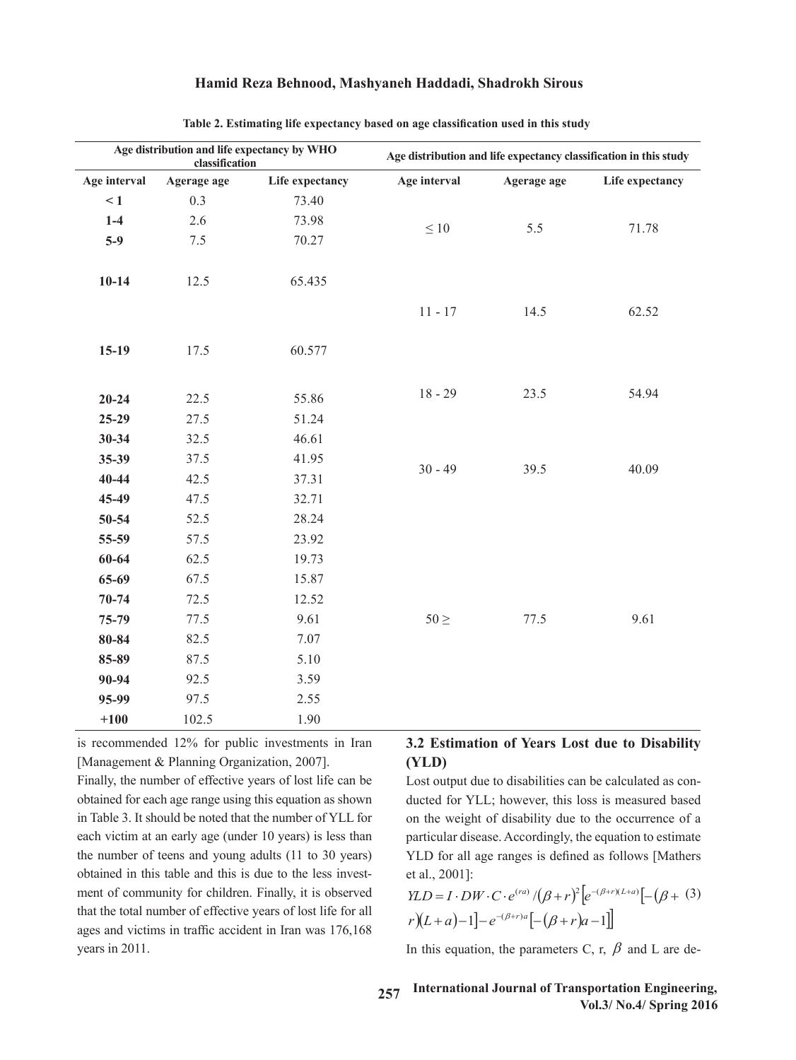Table 2. Estimating life expectancy based on age classification used in this study

| Age distribution and life expectancy by WHO classification | | | Age distribution and life expectancy classification in this study | | |
|---|---|---|---|---|---|
| Age interval | Agerage age | Life expectancy | Age interval | Agerage age | Life expectancy |
| **< 1** | 0.3 | 73.40 | | | |
| **1-4** | 2.6 | 73.98 | ≤ 10 | 5.5 | 71.78 |
| **5-9** | 7.5 | 70.27 | | | |
| **10-14** | 12.5 | 65.435 | | | |
| | | | 11 - 17 | 14.5 | 62.52 |
| **15-19** | 17.5 | 60.577 | | | |
| **20-24** | 22.5 | 55.86 | 18 - 29 | 23.5 | 54.94 |
| **25-29** | 27.5 | 51.24 | | | |
| **30-34** | 32.5 | 46.61 | | | |
| **35-39** | 37.5 | 41.95 | 30 - 49 | 39.5 | 40.09 |
| **40-44** | 42.5 | 37.31 | | | |
| **45-49** | 47.5 | 32.71 | | | |
| **50-54** | 52.5 | 28.24 | | | |
| **55-59** | 57.5 | 23.92 | | | |
| **60-64** | 62.5 | 19.73 | | | |
| **65-69** | 67.5 | 15.87 | | | |
| **70-74** | 72.5 | 12.52 | | | |
| **75-79** | 77.5 | 9.61 | 50 ≥ | 77.5 | 9.61 |
| **80-84** | 82.5 | 7.07 | | | |
| **85-89** | 87.5 | 5.10 | | | |
| **90-94** | 92.5 | 3.59 | | | |
| **95-99** | 97.5 | 2.55 | | | |
| **+100** | 102.5 | 1.90 | | | |

is recommended 12% for public investments in Iran [Management & Planning Organization, 2007].

Finally, the number of effective years of lost life can be obtained for each age range using this equation as shown in Table 3. It should be noted that the number of YLL for each victim at an early age (under 10 years) is less than the number of teens and young adults (11 to 30 years) obtained in this table and this is due to the less investment of community for children. Finally, it is observed that the total number of effective years of lost life for all ages and victims in traffic accident in Iran was 176,168 years in 2011.

### 3.2 Estimation of Years Lost due to Disability (YLD)

Lost output due to disabilities can be calculated as conducted for YLL; however, this loss is measured based on the weight of disability due to the occurrence of a particular disease. Accordingly, the equation to estimate YLD for all age ranges is defined as follows [Mathers et al., 2001]:

$$YLD = I \cdot DW \cdot C \cdot e^{(ra)} / (\beta + r)^2 \left[ e^{-(\beta+r)(L+a)} \left[ -(\beta + r)(L+a) - 1 \right] - e^{-(\beta+r)a} \left[ -(\beta+r)a - 1 \right] \right] \quad (3)$$

In this equation, the parameters C, r, $\beta$ and L are de-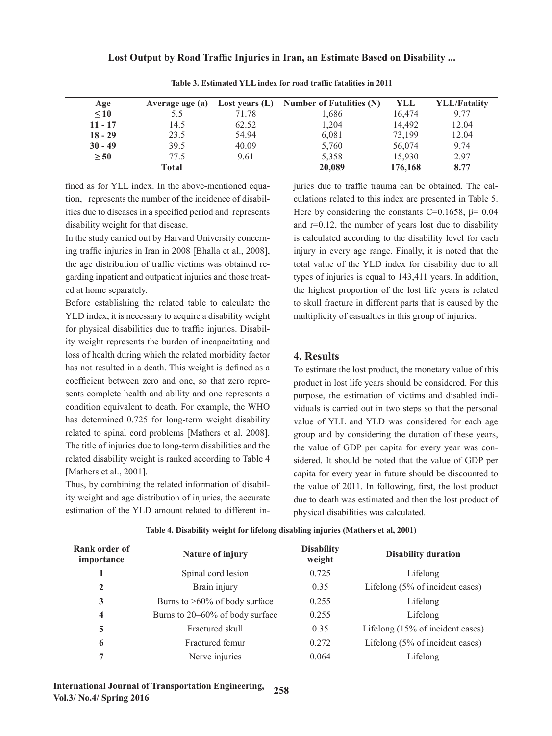**Table 3. Estimated YLL index for road traffic fatalities in 2011**

| Age | Average age (a) | Lost years (L) | Number of Fatalities (N) | YLL | YLL/Fatality |
|---|---|---|---|---|---|
| ≤ 10 | 5.5 | 71.78 | 1,686 | 16,474 | 9.77 |
| 11 - 17 | 14.5 | 62.52 | 1,204 | 14,492 | 12.04 |
| 18 - 29 | 23.5 | 54.94 | 6,081 | 73,199 | 12.04 |
| 30 - 49 | 39.5 | 40.09 | 5,760 | 56,074 | 9.74 |
| ≥ 50 | 77.5 | 9.61 | 5,358 | 15,930 | 2.97 |
| | **Total** | | **20,089** | **176,168** | **8.77** |

fined as for YLL index. In the above-mentioned equation, represents the number of the incidence of disabilities due to diseases in a specified period and represents disability weight for that disease.

In the study carried out by Harvard University concerning traffic injuries in Iran in 2008 [Bhalla et al., 2008], the age distribution of traffic victims was obtained regarding inpatient and outpatient injuries and those treated at home separately.

Before establishing the related table to calculate the YLD index, it is necessary to acquire a disability weight for physical disabilities due to traffic injuries. Disability weight represents the burden of incapacitating and loss of health during which the related morbidity factor has not resulted in a death. This weight is defined as a coefficient between zero and one, so that zero represents complete health and ability and one represents a condition equivalent to death. For example, the WHO has determined 0.725 for long-term weight disability related to spinal cord problems [Mathers et al. 2008]. The title of injuries due to long-term disabilities and the related disability weight is ranked according to Table 4 [Mathers et al., 2001].

Thus, by combining the related information of disability weight and age distribution of injuries, the accurate estimation of the YLD amount related to different injuries due to traffic trauma can be obtained. The calculations related to this index are presented in Table 5. Here by considering the constants C=0.1658, β= 0.04 and r=0.12, the number of years lost due to disability is calculated according to the disability level for each injury in every age range. Finally, it is noted that the total value of the YLD index for disability due to all types of injuries is equal to 143,411 years. In addition, the highest proportion of the lost life years is related to skull fracture in different parts that is caused by the multiplicity of casualties in this group of injuries.

## 4. Results

To estimate the lost product, the monetary value of this product in lost life years should be considered. For this purpose, the estimation of victims and disabled individuals is carried out in two steps so that the personal value of YLL and YLD was considered for each age group and by considering the duration of these years, the value of GDP per capita for every year was considered. It should be noted that the value of GDP per capita for every year in future should be discounted to the value of 2011. In following, first, the lost product due to death was estimated and then the lost product of physical disabilities was calculated.

**Table 4. Disability weight for lifelong disabling injuries (Mathers et al, 2001)**

| Rank order of importance | Nature of injury | Disability weight | Disability duration |
|---|---|---|---|
| **1** | Spinal cord lesion | 0.725 | Lifelong |
| **2** | Brain injury | 0.35 | Lifelong (5% of incident cases) |
| **3** | Burns to >60% of body surface | 0.255 | Lifelong |
| **4** | Burns to 20–60% of body surface | 0.255 | Lifelong |
| **5** | Fractured skull | 0.35 | Lifelong (15% of incident cases) |
| **6** | Fractured femur | 0.272 | Lifelong (5% of incident cases) |
| **7** | Nerve injuries | 0.064 | Lifelong |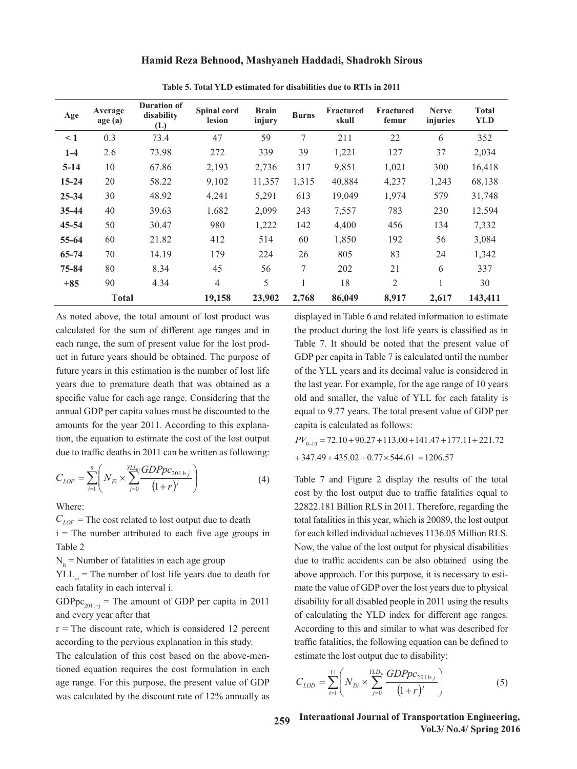**Table 5. Total YLD estimated for disabilities due to RTIs in 2011**

| Age | Average age (a) | Duration of disability (L) | Spinal cord lesion | Brain injury | Burns | Fractured skull | Fractured femur | Nerve injuries | Total YLD |
|---|---|---|---|---|---|---|---|---|---|
| < 1 | 0.3 | 73.4 | 47 | 59 | 7 | 211 | 22 | 6 | 352 |
| 1-4 | 2.6 | 73.98 | 272 | 339 | 39 | 1,221 | 127 | 37 | 2,034 |
| 5-14 | 10 | 67.86 | 2,193 | 2,736 | 317 | 9,851 | 1,021 | 300 | 16,418 |
| 15-24 | 20 | 58.22 | 9,102 | 11,357 | 1,315 | 40,884 | 4,237 | 1,243 | 68,138 |
| 25-34 | 30 | 48.92 | 4,241 | 5,291 | 613 | 19,049 | 1,974 | 579 | 31,748 |
| 35-44 | 40 | 39.63 | 1,682 | 2,099 | 243 | 7,557 | 783 | 230 | 12,594 |
| 45-54 | 50 | 30.47 | 980 | 1,222 | 142 | 4,400 | 456 | 134 | 7,332 |
| 55-64 | 60 | 21.82 | 412 | 514 | 60 | 1,850 | 192 | 56 | 3,084 |
| 65-74 | 70 | 14.19 | 179 | 224 | 26 | 805 | 83 | 24 | 1,342 |
| 75-84 | 80 | 8.34 | 45 | 56 | 7 | 202 | 21 | 6 | 337 |
| +85 | 90 | 4.34 | 4 | 5 | 1 | 18 | 2 | 1 | 30 |
| **Total** | | | **19,158** | **23,902** | **2,768** | **86,049** | **8,917** | **2,617** | **143,411** |

As noted above, the total amount of lost product was calculated for the sum of different age ranges and in each range, the sum of present value for the lost product in future years should be obtained. The purpose of future years in this estimation is the number of lost life years due to premature death that was obtained as a specific value for each age range. Considering that the annual GDP per capita values must be discounted to the amounts for the year 2011. According to this explanation, the equation to estimate the cost of the lost output due to traffic deaths in 2011 can be written as following:

$$C_{LOF} = \sum_{i=1}^{5} \left( N_{Fi} \times \sum_{j=0}^{YLL_{0i}} \frac{GDPpc_{2011+j}}{(1+r)^j} \right) \tag{4}$$

Where:

$C_{LOF}$ = The cost related to lost output due to death

i = The number attributed to each five age groups in Table 2

$N_{fi}$ = Number of fatalities in each age group

$YLL_{oi}$ = The number of lost life years due to death for each fatality in each interval i.

$GDPpc_{2011+j}$ = The amount of GDP per capita in 2011 and every year after that

r = The discount rate, which is considered 12 percent according to the pervious explanation in this study.

The calculation of this cost based on the above-mentioned equation requires the cost formulation in each age range. For this purpose, the present value of GDP was calculated by the discount rate of 12% annually as displayed in Table 6 and related information to estimate the product during the lost life years is classified as in Table 7. It should be noted that the present value of GDP per capita in Table 7 is calculated until the number of the YLL years and its decimal value is considered in the last year. For example, for the age range of 10 years old and smaller, the value of YLL for each fatality is equal to 9.77 years. The total present value of GDP per capita is calculated as follows:

$$PV_{0-10} = 72.10 + 90.27 + 113.00 + 141.47 + 177.11 + 221.72$$
$$+ 347.49 + 435.02 + 0.77 \times 544.61 = 1206.57$$

Table 7 and Figure 2 display the results of the total cost by the lost output due to traffic fatalities equal to 22822.181 Billion RLS in 2011. Therefore, regarding the total fatalities in this year, which is 20089, the lost output for each killed individual achieves 1136.05 Million RLS. Now, the value of the lost output for physical disabilities due to traffic accidents can be also obtained using the above approach. For this purpose, it is necessary to estimate the value of GDP over the lost years due to physical disability for all disabled people in 2011 using the results of calculating the YLD index for different age ranges. According to this and similar to what was described for traffic fatalities, the following equation can be defined to estimate the lost output due to disability:

$$C_{LOD} = \sum_{i=1}^{11} \left( N_{Di} \times \sum_{j=0}^{YLD_{0i}} \frac{GDPpc_{2011+j}}{(1+r)^j} \right) \tag{5}$$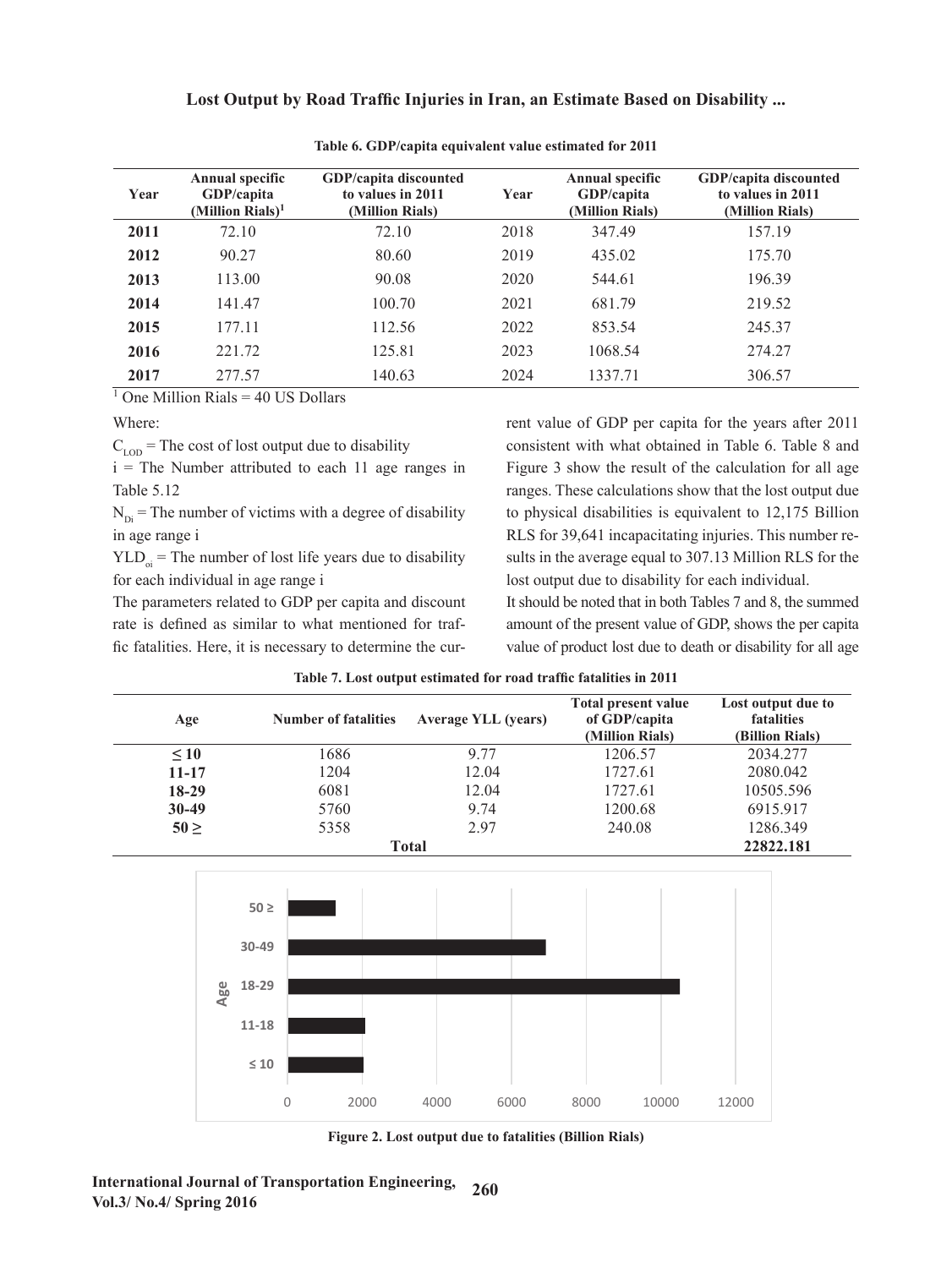**Table 6. GDP/capita equivalent value estimated for 2011**

| Year | Annual specific GDP/capita (Million Rials)[1] | GDP/capita discounted to values in 2011 (Million Rials) | Year | Annual specific GDP/capita (Million Rials) | GDP/capita discounted to values in 2011 (Million Rials) |
|---|---|---|---|---|---|
| **2011** | 72.10 | 72.10 | 2018 | 347.49 | 157.19 |
| **2012** | 90.27 | 80.60 | 2019 | 435.02 | 175.70 |
| **2013** | 113.00 | 90.08 | 2020 | 544.61 | 196.39 |
| **2014** | 141.47 | 100.70 | 2021 | 681.79 | 219.52 |
| **2015** | 177.11 | 112.56 | 2022 | 853.54 | 245.37 |
| **2016** | 221.72 | 125.81 | 2023 | 1068.54 | 274.27 |
| **2017** | 277.57 | 140.63 | 2024 | 1337.71 | 306.57 |

[1] One Million Rials = 40 US Dollars

Where:

$C_{LOD}$ = The cost of lost output due to disability

i = The Number attributed to each 11 age ranges in Table 5.12

$N_{Di}$ = The number of victims with a degree of disability in age range i

$YLD_{oi}$ = The number of lost life years due to disability for each individual in age range i

The parameters related to GDP per capita and discount rate is defined as similar to what mentioned for traffic fatalities. Here, it is necessary to determine the current value of GDP per capita for the years after 2011 consistent with what obtained in Table 6. Table 8 and Figure 3 show the result of the calculation for all age ranges. These calculations show that the lost output due to physical disabilities is equivalent to 12,175 Billion RLS for 39,641 incapacitating injuries. This number results in the average equal to 307.13 Million RLS for the lost output due to disability for each individual.

It should be noted that in both Tables 7 and 8, the summed amount of the present value of GDP, shows the per capita value of product lost due to death or disability for all age

**Table 7. Lost output estimated for road traffic fatalities in 2011**

| Age | Number of fatalities | Average YLL (years) | Total present value of GDP/capita (Million Rials) | Lost output due to fatalities (Billion Rials) |
|---|---|---|---|---|
| **≤ 10** | 1686 | 9.77 | 1206.57 | 2034.277 |
| **11-17** | 1204 | 12.04 | 1727.61 | 2080.042 |
| **18-29** | 6081 | 12.04 | 1727.61 | 10505.596 |
| **30-49** | 5760 | 9.74 | 1200.68 | 6915.917 |
| **50 ≥** | 5358 | 2.97 | 240.08 | 1286.349 |
| | | **Total** | | **22822.181** |

**Figure 2. Lost output due to fatalities (Billion Rials)**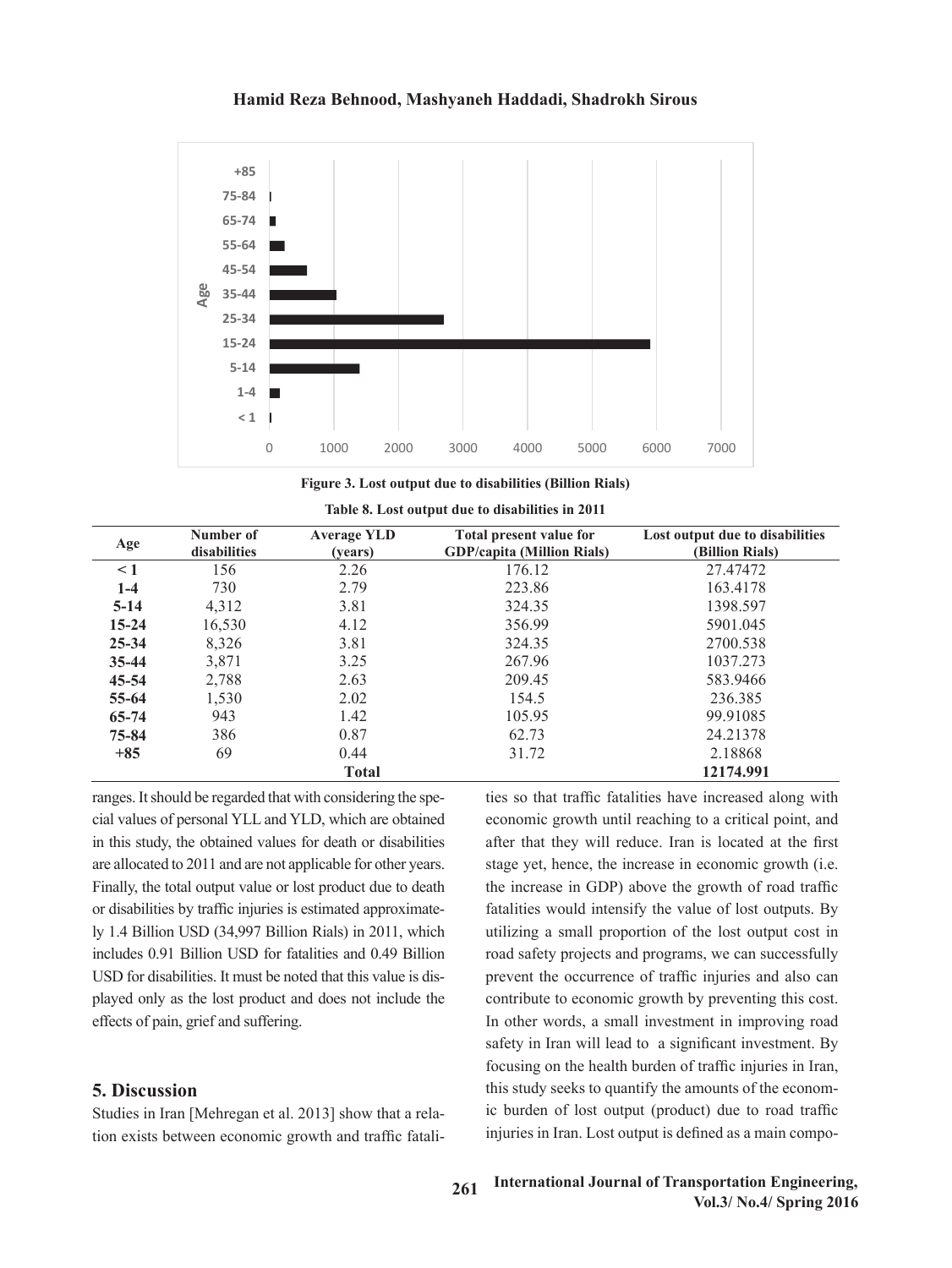Figure 3. Lost output due to disabilities (Billion Rials)

Table 8. Lost output due to disabilities in 2011

| Age | Number of disabilities | Average YLD (years) | Total present value for GDP/capita (Million Rials) | Lost output due to disabilities (Billion Rials) |
|---|---|---|---|---|
| < 1 | 156 | 2.26 | 176.12 | 27.47472 |
| 1-4 | 730 | 2.79 | 223.86 | 163.4178 |
| 5-14 | 4,312 | 3.81 | 324.35 | 1398.597 |
| 15-24 | 16,530 | 4.12 | 356.99 | 5901.045 |
| 25-34 | 8,326 | 3.81 | 324.35 | 2700.538 |
| 35-44 | 3,871 | 3.25 | 267.96 | 1037.273 |
| 45-54 | 2,788 | 2.63 | 209.45 | 583.9466 |
| 55-64 | 1,530 | 2.02 | 154.5 | 236.385 |
| 65-74 | 943 | 1.42 | 105.95 | 99.91085 |
| 75-84 | 386 | 0.87 | 62.73 | 24.21378 |
| +85 | 69 | 0.44 | 31.72 | 2.18868 |
| | | **Total** | | **12174.991** |

ranges. It should be regarded that with considering the special values of personal YLL and YLD, which are obtained in this study, the obtained values for death or disabilities are allocated to 2011 and are not applicable for other years. Finally, the total output value or lost product due to death or disabilities by traffic injuries is estimated approximately 1.4 Billion USD (34,997 Billion Rials) in 2011, which includes 0.91 Billion USD for fatalities and 0.49 Billion USD for disabilities. It must be noted that this value is displayed only as the lost product and does not include the effects of pain, grief and suffering.

## 5. Discussion

Studies in Iran [Mehregan et al. 2013] show that a relation exists between economic growth and traffic fatalities so that traffic fatalities have increased along with economic growth until reaching to a critical point, and after that they will reduce. Iran is located at the first stage yet, hence, the increase in economic growth (i.e. the increase in GDP) above the growth of road traffic fatalities would intensify the value of lost outputs. By utilizing a small proportion of the lost output cost in road safety projects and programs, we can successfully prevent the occurrence of traffic injuries and also can contribute to economic growth by preventing this cost. In other words, a small investment in improving road safety in Iran will lead to a significant investment. By focusing on the health burden of traffic injuries in Iran, this study seeks to quantify the amounts of the economic burden of lost output (product) due to road traffic injuries in Iran. Lost output is defined as a main compo-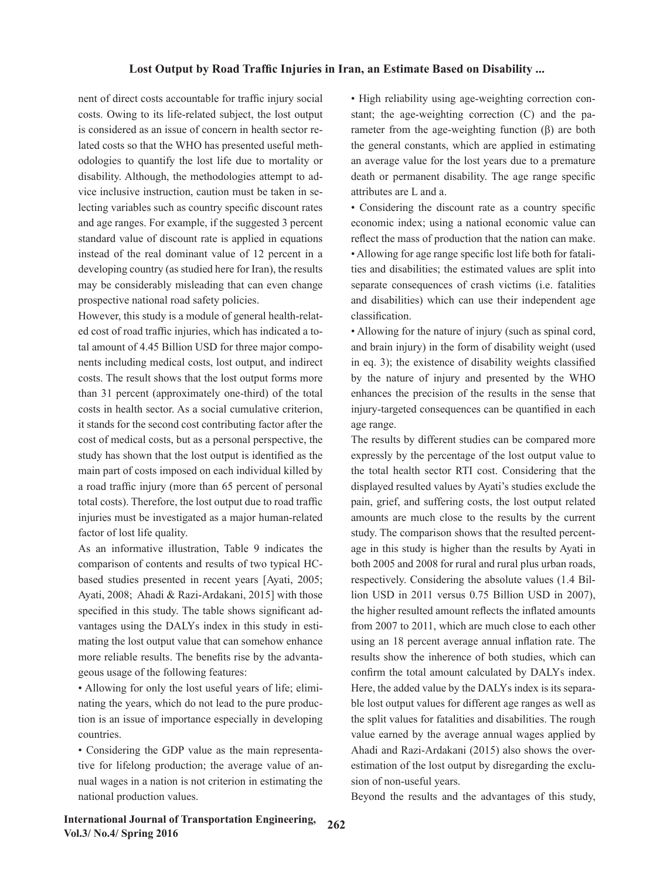nent of direct costs accountable for traffic injury social costs. Owing to its life-related subject, the lost output is considered as an issue of concern in health sector related costs so that the WHO has presented useful methodologies to quantify the lost life due to mortality or disability. Although, the methodologies attempt to advice inclusive instruction, caution must be taken in selecting variables such as country specific discount rates and age ranges. For example, if the suggested 3 percent standard value of discount rate is applied in equations instead of the real dominant value of 12 percent in a developing country (as studied here for Iran), the results may be considerably misleading that can even change prospective national road safety policies.

However, this study is a module of general health-related cost of road traffic injuries, which has indicated a total amount of 4.45 Billion USD for three major components including medical costs, lost output, and indirect costs. The result shows that the lost output forms more than 31 percent (approximately one-third) of the total costs in health sector. As a social cumulative criterion, it stands for the second cost contributing factor after the cost of medical costs, but as a personal perspective, the study has shown that the lost output is identified as the main part of costs imposed on each individual killed by a road traffic injury (more than 65 percent of personal total costs). Therefore, the lost output due to road traffic injuries must be investigated as a major human-related factor of lost life quality.

As an informative illustration, Table 9 indicates the comparison of contents and results of two typical HC-based studies presented in recent years [Ayati, 2005; Ayati, 2008; Ahadi & Razi-Ardakani, 2015] with those specified in this study. The table shows significant advantages using the DALYs index in this study in estimating the lost output value that can somehow enhance more reliable results. The benefits rise by the advantageous usage of the following features:

- Allowing for only the lost useful years of life; eliminating the years, which do not lead to the pure production is an issue of importance especially in developing countries.
- Considering the GDP value as the main representative for lifelong production; the average value of annual wages in a nation is not criterion in estimating the national production values.
- High reliability using age-weighting correction constant; the age-weighting correction (C) and the parameter from the age-weighting function (β) are both the general constants, which are applied in estimating an average value for the lost years due to a premature death or permanent disability. The age range specific attributes are L and a.
- Considering the discount rate as a country specific economic index; using a national economic value can reflect the mass of production that the nation can make.
- Allowing for age range specific lost life both for fatalities and disabilities; the estimated values are split into separate consequences of crash victims (i.e. fatalities and disabilities) which can use their independent age classification.
- Allowing for the nature of injury (such as spinal cord, and brain injury) in the form of disability weight (used in eq. 3); the existence of disability weights classified by the nature of injury and presented by the WHO enhances the precision of the results in the sense that injury-targeted consequences can be quantified in each age range.

The results by different studies can be compared more expressly by the percentage of the lost output value to the total health sector RTI cost. Considering that the displayed resulted values by Ayati's studies exclude the pain, grief, and suffering costs, the lost output related amounts are much close to the results by the current study. The comparison shows that the resulted percentage in this study is higher than the results by Ayati in both 2005 and 2008 for rural and rural plus urban roads, respectively. Considering the absolute values (1.4 Billion USD in 2011 versus 0.75 Billion USD in 2007), the higher resulted amount reflects the inflated amounts from 2007 to 2011, which are much close to each other using an 18 percent average annual inflation rate. The results show the inherence of both studies, which can confirm the total amount calculated by DALYs index. Here, the added value by the DALYs index is its separable lost output values for different age ranges as well as the split values for fatalities and disabilities. The rough value earned by the average annual wages applied by Ahadi and Razi-Ardakani (2015) also shows the overestimation of the lost output by disregarding the exclusion of non-useful years.

Beyond the results and the advantages of this study,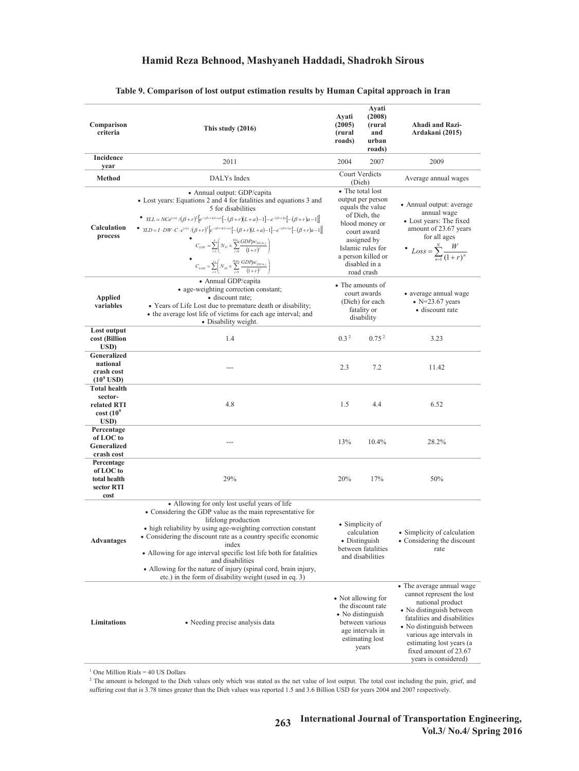**Table 9. Comparison of lost output estimation results by Human Capital approach in Iran**

| Comparison criteria | This study (2016) | Ayati (2005) (rural roads) | Ayati (2008) (rural and urban roads) | Ahadi and Razi-Ardakani (2015) |
|---|---|---|---|---|
| Incidence year | 2011 | 2004 | 2007 | 2009 |
| Method | DALYs Index | Court Verdicts (Dieh) | | Average annual wages |
| Calculation process | • Annual output: GDP/capita<br>• Lost years: Equations 2 and 4 for fatalities and equations 3 and 5 for disabilities<br>• $YLL = NCe^{(ra)}/(\beta+r)^2\left[e^{-(\beta+r)(L+a)}[-(\beta+r)(L+a)-1]-e^{-(\beta+r)a}[-(\beta+r)a-1]\right]$<br>• $YLD = I \cdot DW \cdot C \cdot e^{(ra)}/(\beta+r)^2\left[e^{-(\beta+r)(L+a)}[-(\beta+r)(L+a)-1]-e^{-(\beta+r)a}[-(\beta+r)a-1]\right]$<br>• $C_{LOF} = \sum_{i=1}^{5}\left(N_{Fi} \times \sum_{j=0}^{YLL_i} \frac{GDPpc_{2011+j}}{(1+r)^j}\right)$<br>• $C_{LOD} = \sum_{i=1}^{11}\left(N_{Di} \times \sum_{j=0}^{YLD_i} \frac{GDPpc_{2011+j}}{(1+r)^j}\right)$ | • The total lost output per person equals the value of Dieh, the blood money or court award assigned by Islamic rules for a person killed or disabled in a road crash | | • Annual output: average annual wage<br>• Lost years: The fixed amount of 23.67 years for all ages<br>• $Loss = \sum_{n=1}^{N} \frac{W}{(1+r)^n}$ |
| Applied variables | • Annual GDP/capita<br>• age-weighting correction constant;<br>• discount rate;<br>• Years of Life Lost due to premature death or disability;<br>• the average lost life of victims for each age interval; and<br>• Disability weight. | • The amounts of court awards (Dieh) for each fatality or disability | | • average annual wage<br>• N=23.67 years<br>• discount rate |
| Lost output cost (Billion USD) | 1.4 | 0.3 [2] | 0.75 [2] | 3.23 |
| Generalized national crash cost ($10^9$ USD) | --- | 2.3 | 7.2 | 11.42 |
| Total health sector-related RTI cost ($10^9$ USD) | 4.8 | 1.5 | 4.4 | 6.52 |
| Percentage of LOC to Generalized crash cost | --- | 13% | 10.4% | 28.2% |
| Percentage of LOC to total health sector RTI cost | 29% | 20% | 17% | 50% |
| Advantages | • Allowing for only lost useful years of life<br>• Considering the GDP value as the main representative for lifelong production<br>• high reliability by using age-weighting correction constant<br>• Considering the discount rate as a country specific economic index<br>• Allowing for age interval specific lost life both for fatalities and disabilities<br>• Allowing for the nature of injury (spinal cord, brain injury, etc.) in the form of disability weight (used in eq. 3) | • Simplicity of calculation<br>• Distinguish between fatalities and disabilities | | • Simplicity of calculation<br>• Considering the discount rate |
| Limitations | • Needing precise analysis data | • Not allowing for the discount rate<br>• No distinguish between various age intervals in estimating lost years | | • The average annual wage cannot represent the lost national product<br>• No distinguish between fatalities and disabilities<br>• No distinguish between various age intervals in estimating lost years (a fixed amount of 23.67 years is considered) |

[1] One Million Rials = 40 US Dollars

[2] The amount is belonged to the Dieh values only which was stated as the net value of lost output. The total cost including the pain, grief, and suffering cost that is 3.78 times greater than the Dieh values was reported 1.5 and 3.6 Billion USD for years 2004 and 2007 respectively.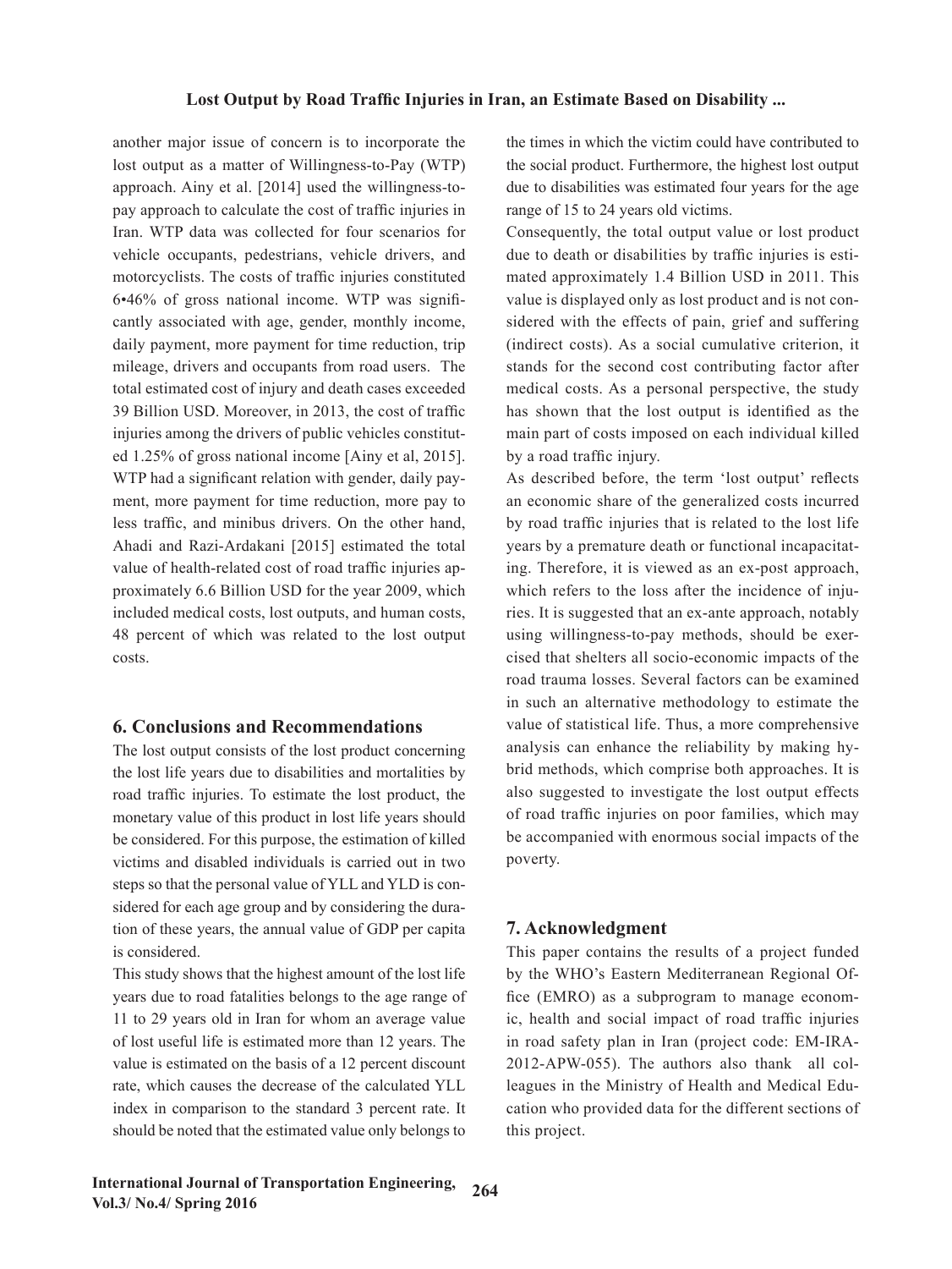another major issue of concern is to incorporate the lost output as a matter of Willingness-to-Pay (WTP) approach. Ainy et al. [2014] used the willingness-to-pay approach to calculate the cost of traffic injuries in Iran. WTP data was collected for four scenarios for vehicle occupants, pedestrians, vehicle drivers, and motorcyclists. The costs of traffic injuries constituted 6•46% of gross national income. WTP was significantly associated with age, gender, monthly income, daily payment, more payment for time reduction, trip mileage, drivers and occupants from road users. The total estimated cost of injury and death cases exceeded 39 Billion USD. Moreover, in 2013, the cost of traffic injuries among the drivers of public vehicles constituted 1.25% of gross national income [Ainy et al, 2015]. WTP had a significant relation with gender, daily payment, more payment for time reduction, more pay to less traffic, and minibus drivers. On the other hand, Ahadi and Razi-Ardakani [2015] estimated the total value of health-related cost of road traffic injuries approximately 6.6 Billion USD for the year 2009, which included medical costs, lost outputs, and human costs, 48 percent of which was related to the lost output costs.

## 6. Conclusions and Recommendations

The lost output consists of the lost product concerning the lost life years due to disabilities and mortalities by road traffic injuries. To estimate the lost product, the monetary value of this product in lost life years should be considered. For this purpose, the estimation of killed victims and disabled individuals is carried out in two steps so that the personal value of YLL and YLD is considered for each age group and by considering the duration of these years, the annual value of GDP per capita is considered.

This study shows that the highest amount of the lost life years due to road fatalities belongs to the age range of 11 to 29 years old in Iran for whom an average value of lost useful life is estimated more than 12 years. The value is estimated on the basis of a 12 percent discount rate, which causes the decrease of the calculated YLL index in comparison to the standard 3 percent rate. It should be noted that the estimated value only belongs to the times in which the victim could have contributed to the social product. Furthermore, the highest lost output due to disabilities was estimated four years for the age range of 15 to 24 years old victims.

Consequently, the total output value or lost product due to death or disabilities by traffic injuries is estimated approximately 1.4 Billion USD in 2011. This value is displayed only as lost product and is not considered with the effects of pain, grief and suffering (indirect costs). As a social cumulative criterion, it stands for the second cost contributing factor after medical costs. As a personal perspective, the study has shown that the lost output is identified as the main part of costs imposed on each individual killed by a road traffic injury.

As described before, the term 'lost output' reflects an economic share of the generalized costs incurred by road traffic injuries that is related to the lost life years by a premature death or functional incapacitating. Therefore, it is viewed as an ex-post approach, which refers to the loss after the incidence of injuries. It is suggested that an ex-ante approach, notably using willingness-to-pay methods, should be exercised that shelters all socio-economic impacts of the road trauma losses. Several factors can be examined in such an alternative methodology to estimate the value of statistical life. Thus, a more comprehensive analysis can enhance the reliability by making hybrid methods, which comprise both approaches. It is also suggested to investigate the lost output effects of road traffic injuries on poor families, which may be accompanied with enormous social impacts of the poverty.

## 7. Acknowledgment

This paper contains the results of a project funded by the WHO's Eastern Mediterranean Regional Office (EMRO) as a subprogram to manage economic, health and social impact of road traffic injuries in road safety plan in Iran (project code: EM-IRA-2012-APW-055). The authors also thank all colleagues in the Ministry of Health and Medical Education who provided data for the different sections of this project.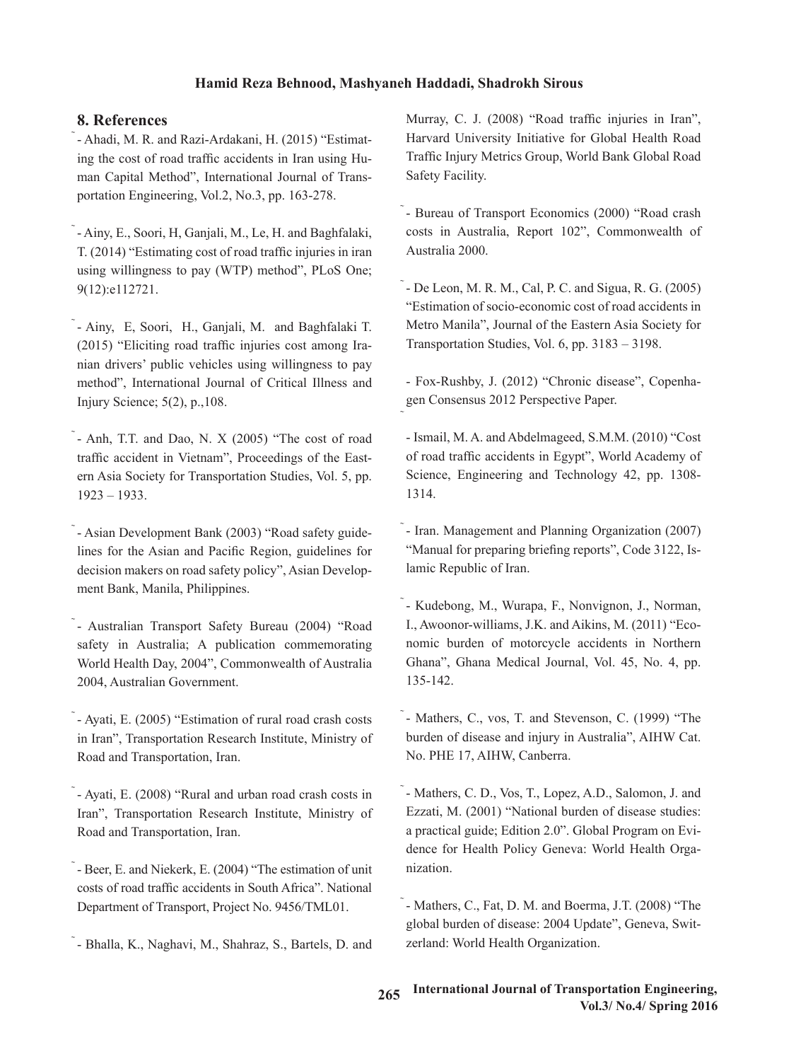## 8. References

- Ahadi, M. R. and Razi-Ardakani, H. (2015) "Estimating the cost of road traffic accidents in Iran using Human Capital Method", International Journal of Transportation Engineering, Vol.2, No.3, pp. 163-278.

- Ainy, E., Soori, H, Ganjali, M., Le, H. and Baghfalaki, T. (2014) "Estimating cost of road traffic injuries in iran using willingness to pay (WTP) method", PLoS One; 9(12):e112721.

- Ainy, E, Soori, H., Ganjali, M. and Baghfalaki T. (2015) "Eliciting road traffic injuries cost among Iranian drivers' public vehicles using willingness to pay method", International Journal of Critical Illness and Injury Science; 5(2), p.,108.

- Anh, T.T. and Dao, N. X (2005) "The cost of road traffic accident in Vietnam", Proceedings of the Eastern Asia Society for Transportation Studies, Vol. 5, pp. 1923 – 1933.

- Asian Development Bank (2003) "Road safety guidelines for the Asian and Pacific Region, guidelines for decision makers on road safety policy", Asian Development Bank, Manila, Philippines.

- Australian Transport Safety Bureau (2004) "Road safety in Australia; A publication commemorating World Health Day, 2004", Commonwealth of Australia 2004, Australian Government.

- Ayati, E. (2005) "Estimation of rural road crash costs in Iran", Transportation Research Institute, Ministry of Road and Transportation, Iran.

- Ayati, E. (2008) "Rural and urban road crash costs in Iran", Transportation Research Institute, Ministry of Road and Transportation, Iran.

- Beer, E. and Niekerk, E. (2004) "The estimation of unit costs of road traffic accidents in South Africa". National Department of Transport, Project No. 9456/TML01.

- Bhalla, K., Naghavi, M., Shahraz, S., Bartels, D. and Murray, C. J. (2008) "Road traffic injuries in Iran", Harvard University Initiative for Global Health Road Traffic Injury Metrics Group, World Bank Global Road Safety Facility.

- Bureau of Transport Economics (2000) "Road crash costs in Australia, Report 102", Commonwealth of Australia 2000.

- De Leon, M. R. M., Cal, P. C. and Sigua, R. G. (2005) "Estimation of socio-economic cost of road accidents in Metro Manila", Journal of the Eastern Asia Society for Transportation Studies, Vol. 6, pp. 3183 – 3198.

- Fox-Rushby, J. (2012) "Chronic disease", Copenhagen Consensus 2012 Perspective Paper.

- Ismail, M. A. and Abdelmageed, S.M.M. (2010) "Cost of road traffic accidents in Egypt", World Academy of Science, Engineering and Technology 42, pp. 1308-1314.

- Iran. Management and Planning Organization (2007) "Manual for preparing briefing reports", Code 3122, Islamic Republic of Iran.

- Kudebong, M., Wurapa, F., Nonvignon, J., Norman, I., Awoonor-williams, J.K. and Aikins, M. (2011) "Economic burden of motorcycle accidents in Northern Ghana", Ghana Medical Journal, Vol. 45, No. 4, pp. 135-142.

- Mathers, C., vos, T. and Stevenson, C. (1999) "The burden of disease and injury in Australia", AIHW Cat. No. PHE 17, AIHW, Canberra.

- Mathers, C. D., Vos, T., Lopez, A.D., Salomon, J. and Ezzati, M. (2001) "National burden of disease studies: a practical guide; Edition 2.0". Global Program on Evidence for Health Policy Geneva: World Health Organization.

- Mathers, C., Fat, D. M. and Boerma, J.T. (2008) "The global burden of disease: 2004 Update", Geneva, Switzerland: World Health Organization.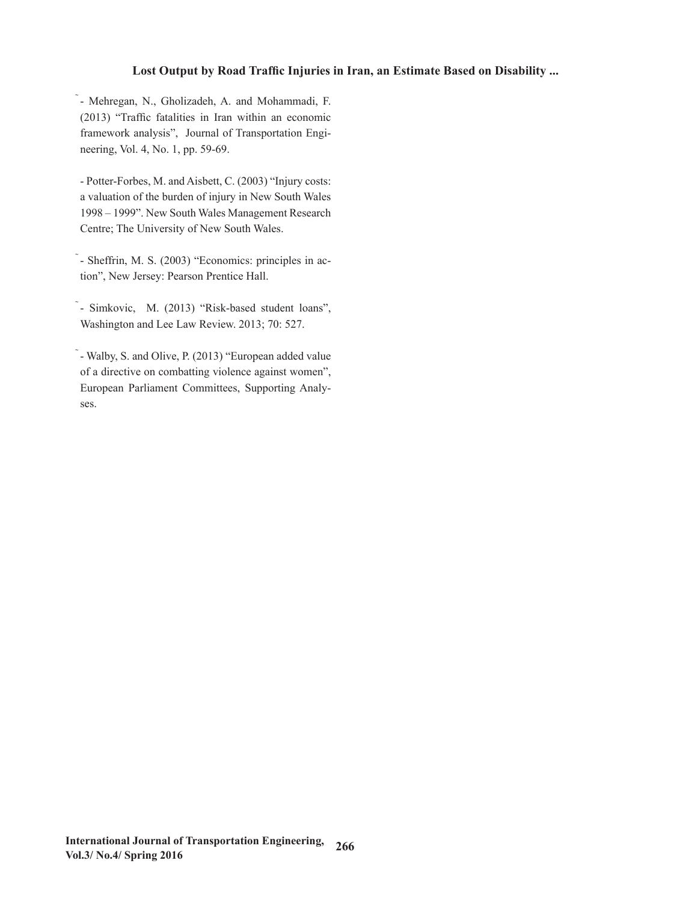- Mehregan, N., Gholizadeh, A. and Mohammadi, F. (2013) "Traffic fatalities in Iran within an economic framework analysis", Journal of Transportation Engineering, Vol. 4, No. 1, pp. 59-69.

- Potter-Forbes, M. and Aisbett, C. (2003) "Injury costs: a valuation of the burden of injury in New South Wales 1998 – 1999". New South Wales Management Research Centre; The University of New South Wales.

- Sheffrin, M. S. (2003) "Economics: principles in action", New Jersey: Pearson Prentice Hall.

- Simkovic, M. (2013) "Risk-based student loans", Washington and Lee Law Review. 2013; 70: 527.

- Walby, S. and Olive, P. (2013) "European added value of a directive on combatting violence against women", European Parliament Committees, Supporting Analyses.